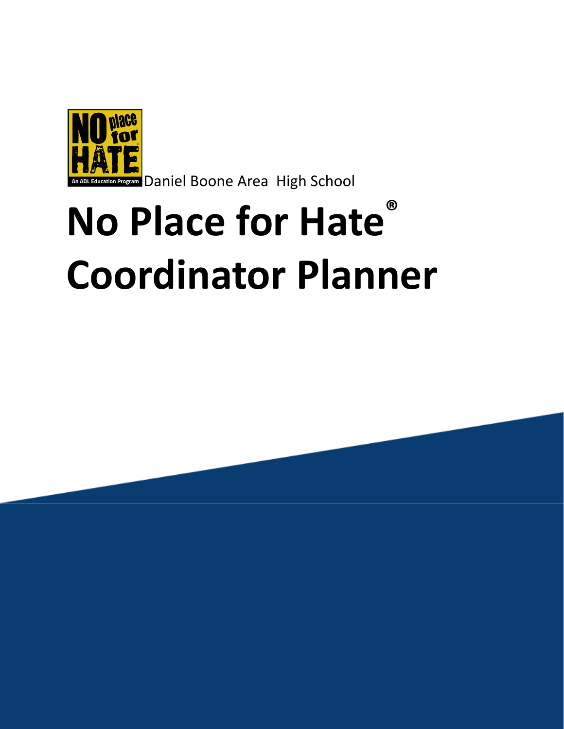Daniel Boone Area High School

# No Place for Hate®
# Coordinator Planner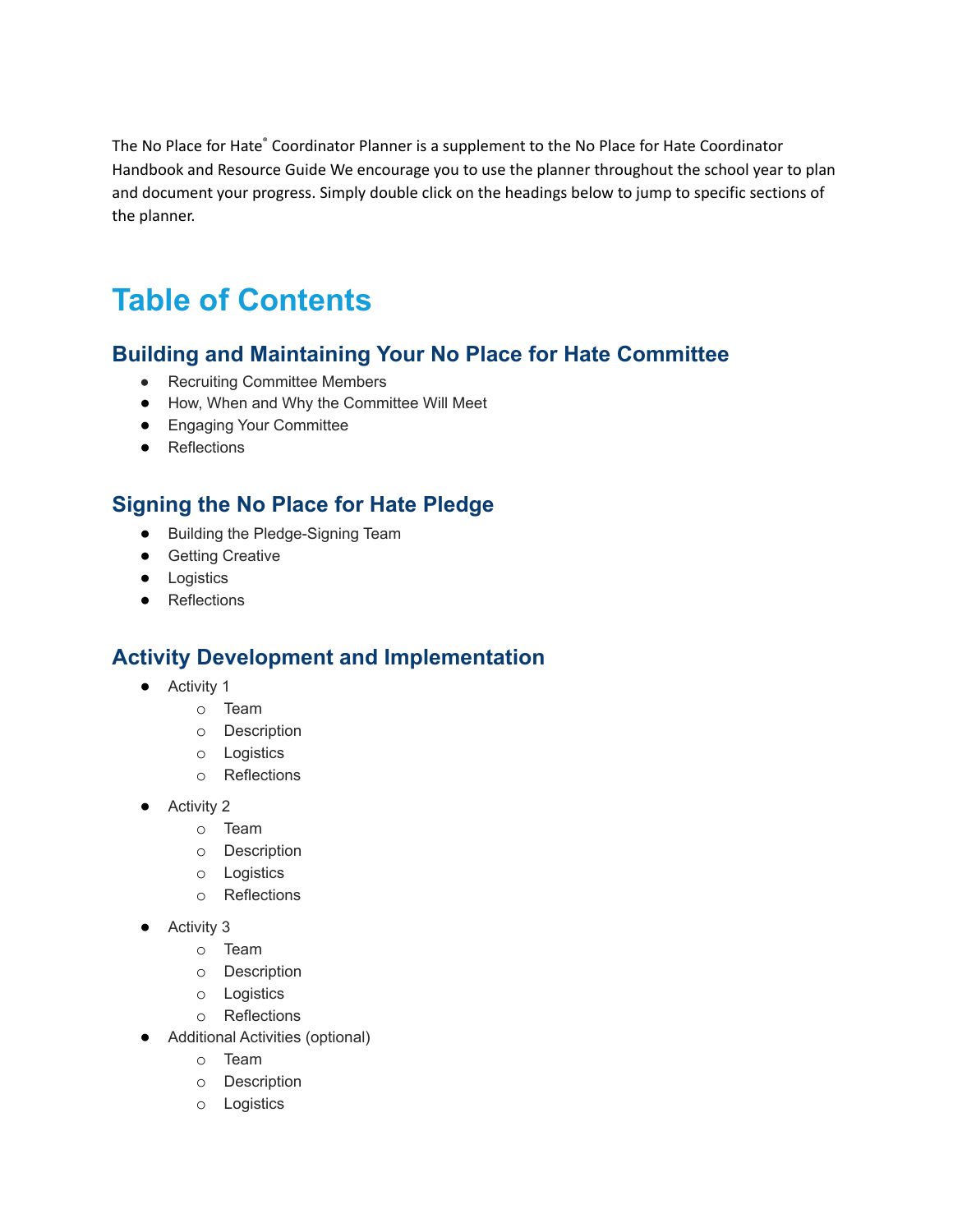The No Place for Hate® Coordinator Planner is a supplement to the No Place for Hate Coordinator Handbook and Resource Guide We encourage you to use the planner throughout the school year to plan and document your progress. Simply double click on the headings below to jump to specific sections of the planner.

# Table of Contents

## Building and Maintaining Your No Place for Hate Committee

- Recruiting Committee Members
- How, When and Why the Committee Will Meet
- Engaging Your Committee
- Reflections

## Signing the No Place for Hate Pledge

- Building the Pledge-Signing Team
- Getting Creative
- Logistics
- Reflections

## Activity Development and Implementation

- Activity 1
  - Team
  - Description
  - Logistics
  - Reflections
- Activity 2
  - Team
  - Description
  - Logistics
  - Reflections
- Activity 3
  - Team
  - Description
  - Logistics
  - Reflections
- Additional Activities (optional)
  - Team
  - Description
  - Logistics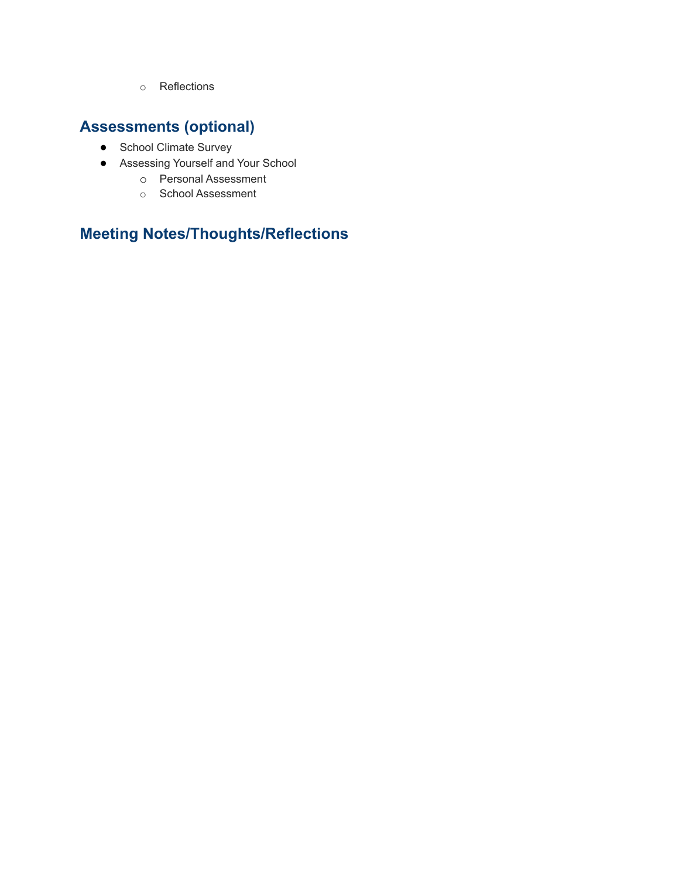- Reflections

## Assessments (optional)

- School Climate Survey
- Assessing Yourself and Your School
    - Personal Assessment
    - School Assessment

## Meeting Notes/Thoughts/Reflections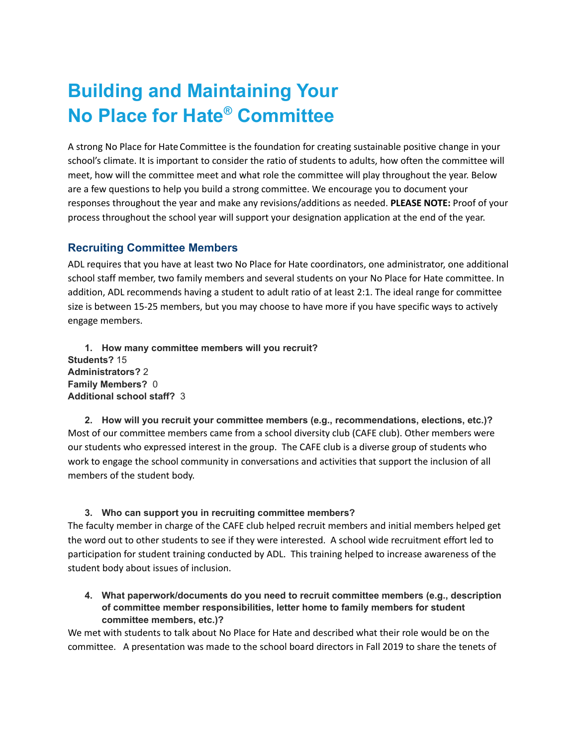# Building and Maintaining Your No Place for Hate® Committee

A strong No Place for Hate Committee is the foundation for creating sustainable positive change in your school's climate. It is important to consider the ratio of students to adults, how often the committee will meet, how will the committee meet and what role the committee will play throughout the year. Below are a few questions to help you build a strong committee. We encourage you to document your responses throughout the year and make any revisions/additions as needed. **PLEASE NOTE:** Proof of your process throughout the school year will support your designation application at the end of the year.

## Recruiting Committee Members

ADL requires that you have at least two No Place for Hate coordinators, one administrator, one additional school staff member, two family members and several students on your No Place for Hate committee. In addition, ADL recommends having a student to adult ratio of at least 2:1. The ideal range for committee size is between 15-25 members, but you may choose to have more if you have specific ways to actively engage members.

1. **How many committee members will you recruit?**

**Students?** 15
**Administrators?** 2
**Family Members?** 0
**Additional school staff?** 3

2. **How will you recruit your committee members (e.g., recommendations, elections, etc.)?**

Most of our committee members came from a school diversity club (CAFE club). Other members were our students who expressed interest in the group. The CAFE club is a diverse group of students who work to engage the school community in conversations and activities that support the inclusion of all members of the student body.

3. **Who can support you in recruiting committee members?**

The faculty member in charge of the CAFE club helped recruit members and initial members helped get the word out to other students to see if they were interested. A school wide recruitment effort led to participation for student training conducted by ADL. This training helped to increase awareness of the student body about issues of inclusion.

4. **What paperwork/documents do you need to recruit committee members (e.g., description of committee member responsibilities, letter home to family members for student committee members, etc.)?**

We met with students to talk about No Place for Hate and described what their role would be on the committee. A presentation was made to the school board directors in Fall 2019 to share the tenets of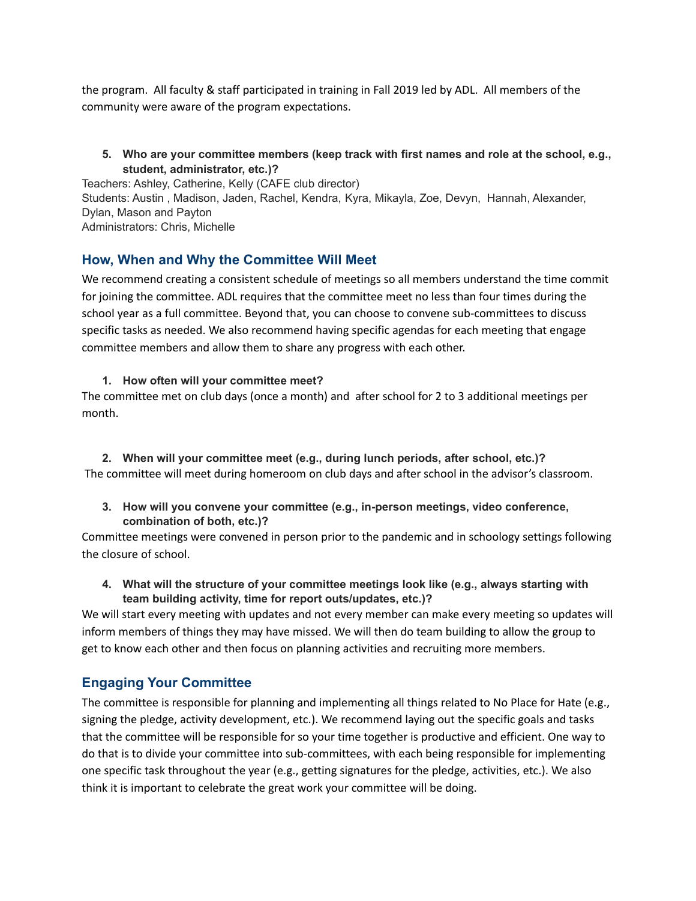the program. All faculty & staff participated in training in Fall 2019 led by ADL. All members of the community were aware of the program expectations.

5. **Who are your committee members (keep track with first names and role at the school, e.g., student, administrator, etc.)?**

Teachers: Ashley, Catherine, Kelly (CAFE club director)
Students: Austin , Madison, Jaden, Rachel, Kendra, Kyra, Mikayla, Zoe, Devyn, Hannah, Alexander, Dylan, Mason and Payton
Administrators: Chris, Michelle

## How, When and Why the Committee Will Meet

We recommend creating a consistent schedule of meetings so all members understand the time commit for joining the committee. ADL requires that the committee meet no less than four times during the school year as a full committee. Beyond that, you can choose to convene sub-committees to discuss specific tasks as needed. We also recommend having specific agendas for each meeting that engage committee members and allow them to share any progress with each other.

1. **How often will your committee meet?**

The committee met on club days (once a month) and after school for 2 to 3 additional meetings per month.

2. **When will your committee meet (e.g., during lunch periods, after school, etc.)?**

The committee will meet during homeroom on club days and after school in the advisor's classroom.

3. **How will you convene your committee (e.g., in-person meetings, video conference, combination of both, etc.)?**

Committee meetings were convened in person prior to the pandemic and in schoology settings following the closure of school.

4. **What will the structure of your committee meetings look like (e.g., always starting with team building activity, time for report outs/updates, etc.)?**

We will start every meeting with updates and not every member can make every meeting so updates will inform members of things they may have missed. We will then do team building to allow the group to get to know each other and then focus on planning activities and recruiting more members.

## Engaging Your Committee

The committee is responsible for planning and implementing all things related to No Place for Hate (e.g., signing the pledge, activity development, etc.). We recommend laying out the specific goals and tasks that the committee will be responsible for so your time together is productive and efficient. One way to do that is to divide your committee into sub-committees, with each being responsible for implementing one specific task throughout the year (e.g., getting signatures for the pledge, activities, etc.). We also think it is important to celebrate the great work your committee will be doing.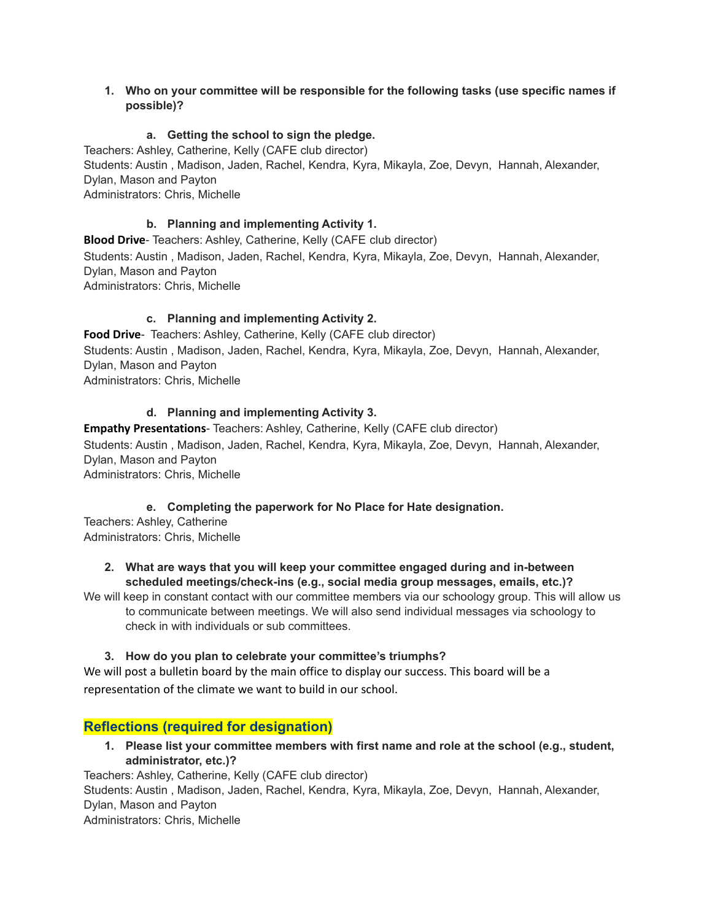1. **Who on your committee will be responsible for the following tasks (use specific names if possible)?**

   a. **Getting the school to sign the pledge.**

Teachers: Ashley, Catherine, Kelly (CAFE club director)
Students: Austin , Madison, Jaden, Rachel, Kendra, Kyra, Mikayla, Zoe, Devyn, Hannah, Alexander, Dylan, Mason and Payton
Administrators: Chris, Michelle

   b. **Planning and implementing Activity 1.**

**Blood Drive**- Teachers: Ashley, Catherine, Kelly (CAFE club director)
Students: Austin , Madison, Jaden, Rachel, Kendra, Kyra, Mikayla, Zoe, Devyn, Hannah, Alexander, Dylan, Mason and Payton
Administrators: Chris, Michelle

   c. **Planning and implementing Activity 2.**

**Food Drive**- Teachers: Ashley, Catherine, Kelly (CAFE club director)
Students: Austin , Madison, Jaden, Rachel, Kendra, Kyra, Mikayla, Zoe, Devyn, Hannah, Alexander, Dylan, Mason and Payton
Administrators: Chris, Michelle

   d. **Planning and implementing Activity 3.**

**Empathy Presentations**- Teachers: Ashley, Catherine, Kelly (CAFE club director)
Students: Austin , Madison, Jaden, Rachel, Kendra, Kyra, Mikayla, Zoe, Devyn, Hannah, Alexander, Dylan, Mason and Payton
Administrators: Chris, Michelle

   e. **Completing the paperwork for No Place for Hate designation.**

Teachers: Ashley, Catherine
Administrators: Chris, Michelle

2. **What are ways that you will keep your committee engaged during and in-between scheduled meetings/check-ins (e.g., social media group messages, emails, etc.)?**

We will keep in constant contact with our committee members via our schoology group. This will allow us to communicate between meetings. We will also send individual messages via schoology to check in with individuals or sub committees.

3. **How do you plan to celebrate your committee's triumphs?**

We will post a bulletin board by the main office to display our success. This board will be a representation of the climate we want to build in our school.

## Reflections (required for designation)

1. **Please list your committee members with first name and role at the school (e.g., student, administrator, etc.)?**

Teachers: Ashley, Catherine, Kelly (CAFE club director)
Students: Austin , Madison, Jaden, Rachel, Kendra, Kyra, Mikayla, Zoe, Devyn, Hannah, Alexander, Dylan, Mason and Payton
Administrators: Chris, Michelle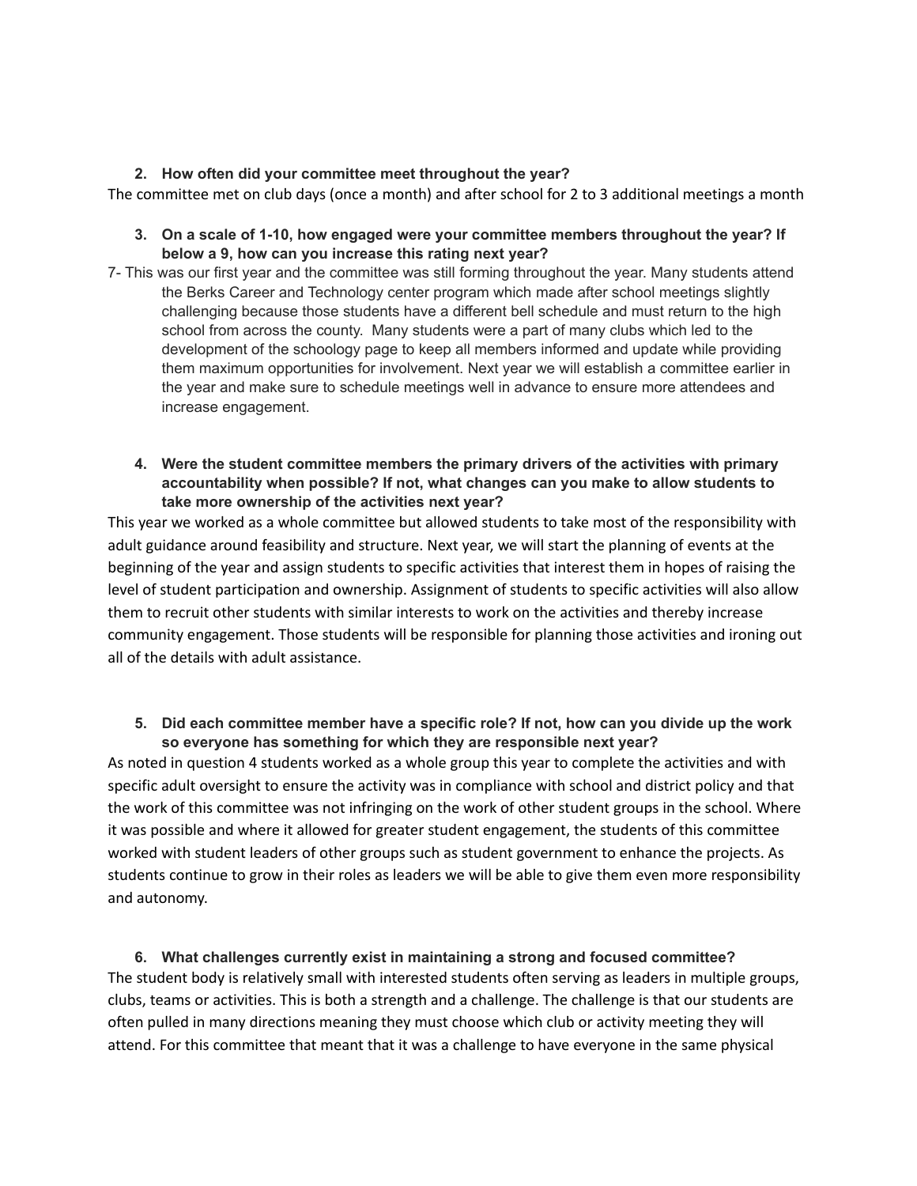2. **How often did your committee meet throughout the year?**

The committee met on club days (once a month) and after school for 2 to 3 additional meetings a month

3. **On a scale of 1-10, how engaged were your committee members throughout the year? If below a 9, how can you increase this rating next year?**

7- This was our first year and the committee was still forming throughout the year. Many students attend the Berks Career and Technology center program which made after school meetings slightly challenging because those students have a different bell schedule and must return to the high school from across the county. Many students were a part of many clubs which led to the development of the schoology page to keep all members informed and update while providing them maximum opportunities for involvement. Next year we will establish a committee earlier in the year and make sure to schedule meetings well in advance to ensure more attendees and increase engagement.

4. **Were the student committee members the primary drivers of the activities with primary accountability when possible? If not, what changes can you make to allow students to take more ownership of the activities next year?**

This year we worked as a whole committee but allowed students to take most of the responsibility with adult guidance around feasibility and structure. Next year, we will start the planning of events at the beginning of the year and assign students to specific activities that interest them in hopes of raising the level of student participation and ownership. Assignment of students to specific activities will also allow them to recruit other students with similar interests to work on the activities and thereby increase community engagement. Those students will be responsible for planning those activities and ironing out all of the details with adult assistance.

5. **Did each committee member have a specific role? If not, how can you divide up the work so everyone has something for which they are responsible next year?**

As noted in question 4 students worked as a whole group this year to complete the activities and with specific adult oversight to ensure the activity was in compliance with school and district policy and that the work of this committee was not infringing on the work of other student groups in the school. Where it was possible and where it allowed for greater student engagement, the students of this committee worked with student leaders of other groups such as student government to enhance the projects. As students continue to grow in their roles as leaders we will be able to give them even more responsibility and autonomy.

6. **What challenges currently exist in maintaining a strong and focused committee?**

The student body is relatively small with interested students often serving as leaders in multiple groups, clubs, teams or activities. This is both a strength and a challenge. The challenge is that our students are often pulled in many directions meaning they must choose which club or activity meeting they will attend. For this committee that meant that it was a challenge to have everyone in the same physical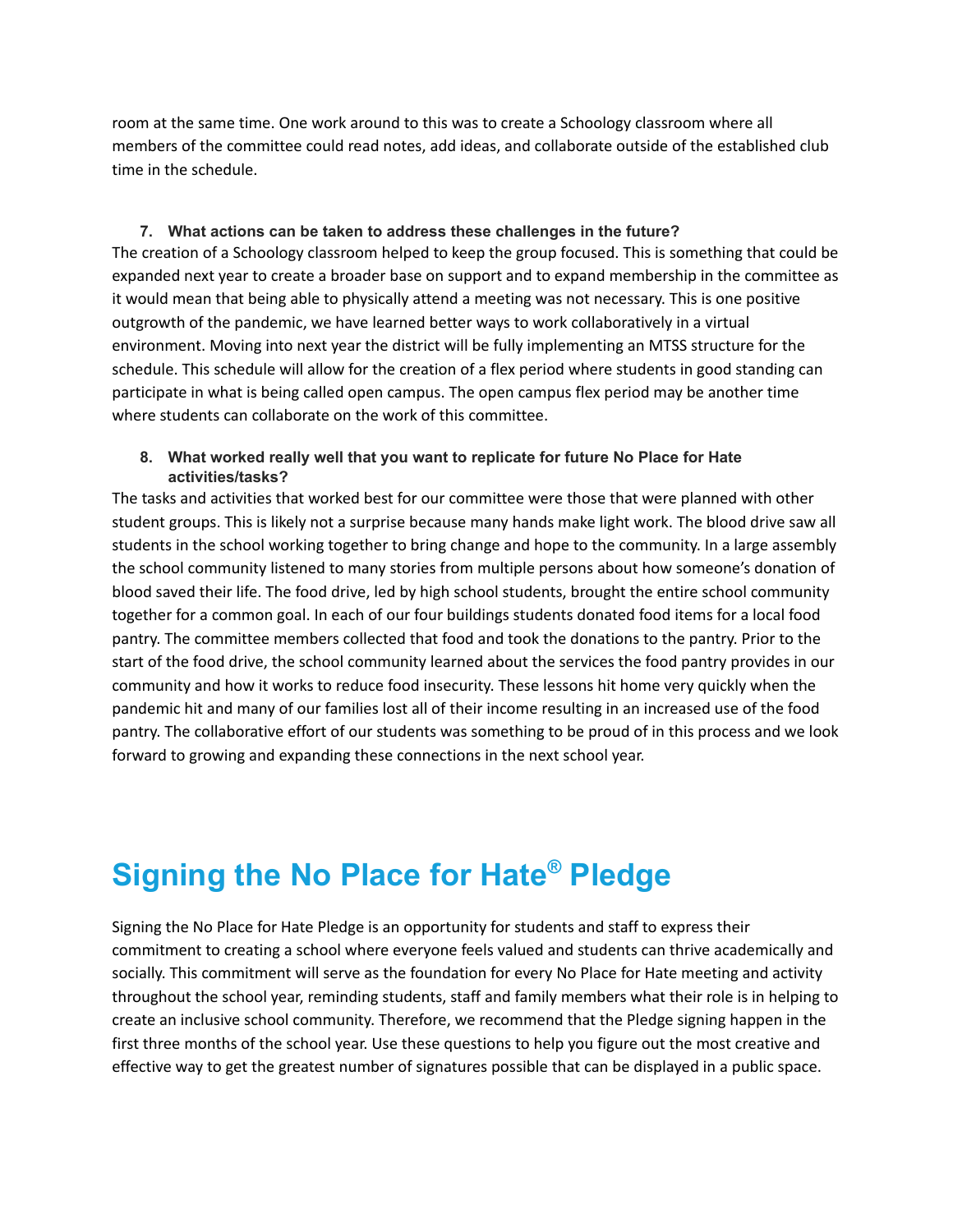room at the same time. One work around to this was to create a Schoology classroom where all members of the committee could read notes, add ideas, and collaborate outside of the established club time in the schedule.

**7. What actions can be taken to address these challenges in the future?**

The creation of a Schoology classroom helped to keep the group focused. This is something that could be expanded next year to create a broader base on support and to expand membership in the committee as it would mean that being able to physically attend a meeting was not necessary. This is one positive outgrowth of the pandemic, we have learned better ways to work collaboratively in a virtual environment. Moving into next year the district will be fully implementing an MTSS structure for the schedule. This schedule will allow for the creation of a flex period where students in good standing can participate in what is being called open campus. The open campus flex period may be another time where students can collaborate on the work of this committee.

**8. What worked really well that you want to replicate for future No Place for Hate activities/tasks?**

The tasks and activities that worked best for our committee were those that were planned with other student groups. This is likely not a surprise because many hands make light work. The blood drive saw all students in the school working together to bring change and hope to the community. In a large assembly the school community listened to many stories from multiple persons about how someone's donation of blood saved their life. The food drive, led by high school students, brought the entire school community together for a common goal. In each of our four buildings students donated food items for a local food pantry. The committee members collected that food and took the donations to the pantry. Prior to the start of the food drive, the school community learned about the services the food pantry provides in our community and how it works to reduce food insecurity. These lessons hit home very quickly when the pandemic hit and many of our families lost all of their income resulting in an increased use of the food pantry. The collaborative effort of our students was something to be proud of in this process and we look forward to growing and expanding these connections in the next school year.

# Signing the No Place for Hate® Pledge

Signing the No Place for Hate Pledge is an opportunity for students and staff to express their commitment to creating a school where everyone feels valued and students can thrive academically and socially. This commitment will serve as the foundation for every No Place for Hate meeting and activity throughout the school year, reminding students, staff and family members what their role is in helping to create an inclusive school community. Therefore, we recommend that the Pledge signing happen in the first three months of the school year. Use these questions to help you figure out the most creative and effective way to get the greatest number of signatures possible that can be displayed in a public space.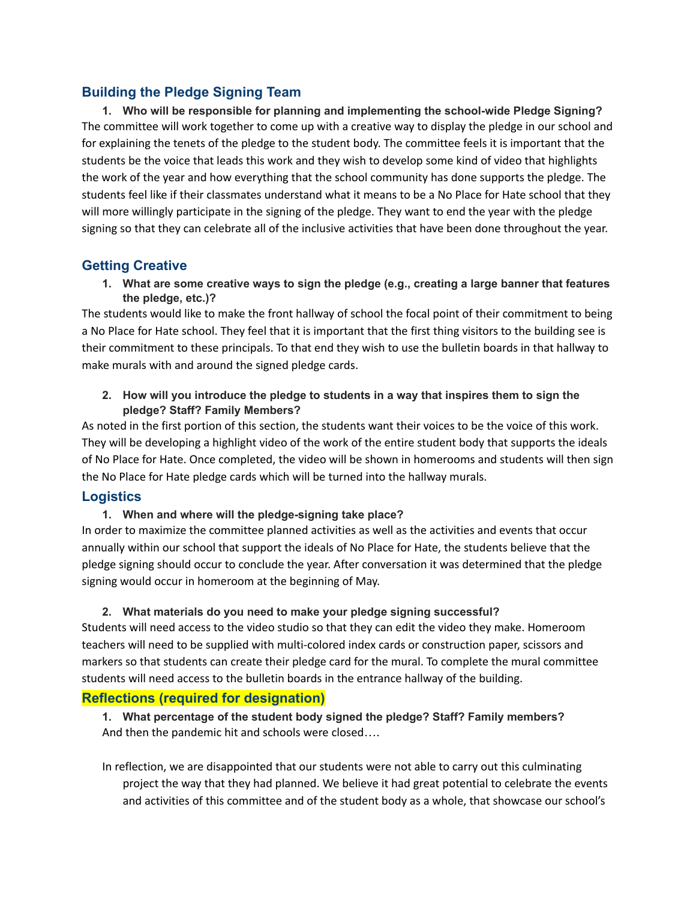## Building the Pledge Signing Team

1. **Who will be responsible for planning and implementing the school-wide Pledge Signing?**

The committee will work together to come up with a creative way to display the pledge in our school and for explaining the tenets of the pledge to the student body. The committee feels it is important that the students be the voice that leads this work and they wish to develop some kind of video that highlights the work of the year and how everything that the school community has done supports the pledge. The students feel like if their classmates understand what it means to be a No Place for Hate school that they will more willingly participate in the signing of the pledge. They want to end the year with the pledge signing so that they can celebrate all of the inclusive activities that have been done throughout the year.

## Getting Creative

1. **What are some creative ways to sign the pledge (e.g., creating a large banner that features the pledge, etc.)?**

The students would like to make the front hallway of school the focal point of their commitment to being a No Place for Hate school. They feel that it is important that the first thing visitors to the building see is their commitment to these principals. To that end they wish to use the bulletin boards in that hallway to make murals with and around the signed pledge cards.

2. **How will you introduce the pledge to students in a way that inspires them to sign the pledge? Staff? Family Members?**

As noted in the first portion of this section, the students want their voices to be the voice of this work. They will be developing a highlight video of the work of the entire student body that supports the ideals of No Place for Hate. Once completed, the video will be shown in homerooms and students will then sign the No Place for Hate pledge cards which will be turned into the hallway murals.

## Logistics

1. **When and where will the pledge-signing take place?**

In order to maximize the committee planned activities as well as the activities and events that occur annually within our school that support the ideals of No Place for Hate, the students believe that the pledge signing should occur to conclude the year. After conversation it was determined that the pledge signing would occur in homeroom at the beginning of May.

2. **What materials do you need to make your pledge signing successful?**

Students will need access to the video studio so that they can edit the video they make. Homeroom teachers will need to be supplied with multi-colored index cards or construction paper, scissors and markers so that students can create their pledge card for the mural. To complete the mural committee students will need access to the bulletin boards in the entrance hallway of the building.

## Reflections (required for designation)

1. **What percentage of the student body signed the pledge? Staff? Family members?**

And then the pandemic hit and schools were closed….

In reflection, we are disappointed that our students were not able to carry out this culminating project the way that they had planned. We believe it had great potential to celebrate the events and activities of this committee and of the student body as a whole, that showcase our school's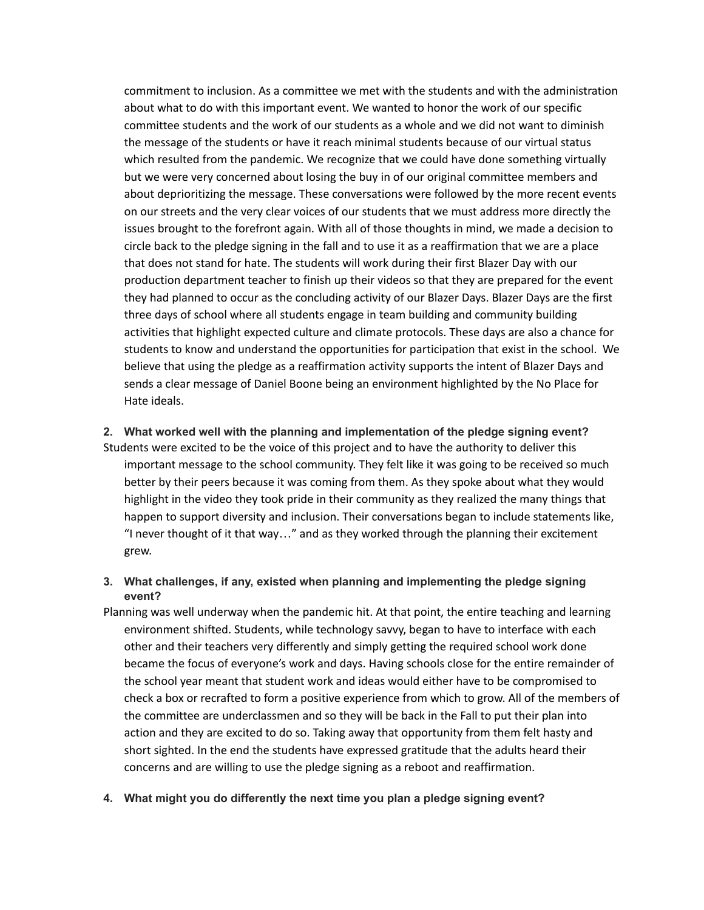commitment to inclusion. As a committee we met with the students and with the administration about what to do with this important event. We wanted to honor the work of our specific committee students and the work of our students as a whole and we did not want to diminish the message of the students or have it reach minimal students because of our virtual status which resulted from the pandemic. We recognize that we could have done something virtually but we were very concerned about losing the buy in of our original committee members and about deprioritizing the message. These conversations were followed by the more recent events on our streets and the very clear voices of our students that we must address more directly the issues brought to the forefront again. With all of those thoughts in mind, we made a decision to circle back to the pledge signing in the fall and to use it as a reaffirmation that we are a place that does not stand for hate. The students will work during their first Blazer Day with our production department teacher to finish up their videos so that they are prepared for the event they had planned to occur as the concluding activity of our Blazer Days. Blazer Days are the first three days of school where all students engage in team building and community building activities that highlight expected culture and climate protocols. These days are also a chance for students to know and understand the opportunities for participation that exist in the school. We believe that using the pledge as a reaffirmation activity supports the intent of Blazer Days and sends a clear message of Daniel Boone being an environment highlighted by the No Place for Hate ideals.

**2. What worked well with the planning and implementation of the pledge signing event?**

Students were excited to be the voice of this project and to have the authority to deliver this important message to the school community. They felt like it was going to be received so much better by their peers because it was coming from them. As they spoke about what they would highlight in the video they took pride in their community as they realized the many things that happen to support diversity and inclusion. Their conversations began to include statements like, "I never thought of it that way…" and as they worked through the planning their excitement grew.

**3. What challenges, if any, existed when planning and implementing the pledge signing event?**

Planning was well underway when the pandemic hit. At that point, the entire teaching and learning environment shifted. Students, while technology savvy, began to have to interface with each other and their teachers very differently and simply getting the required school work done became the focus of everyone's work and days. Having schools close for the entire remainder of the school year meant that student work and ideas would either have to be compromised to check a box or recrafted to form a positive experience from which to grow. All of the members of the committee are underclassmen and so they will be back in the Fall to put their plan into action and they are excited to do so. Taking away that opportunity from them felt hasty and short sighted. In the end the students have expressed gratitude that the adults heard their concerns and are willing to use the pledge signing as a reboot and reaffirmation.

**4. What might you do differently the next time you plan a pledge signing event?**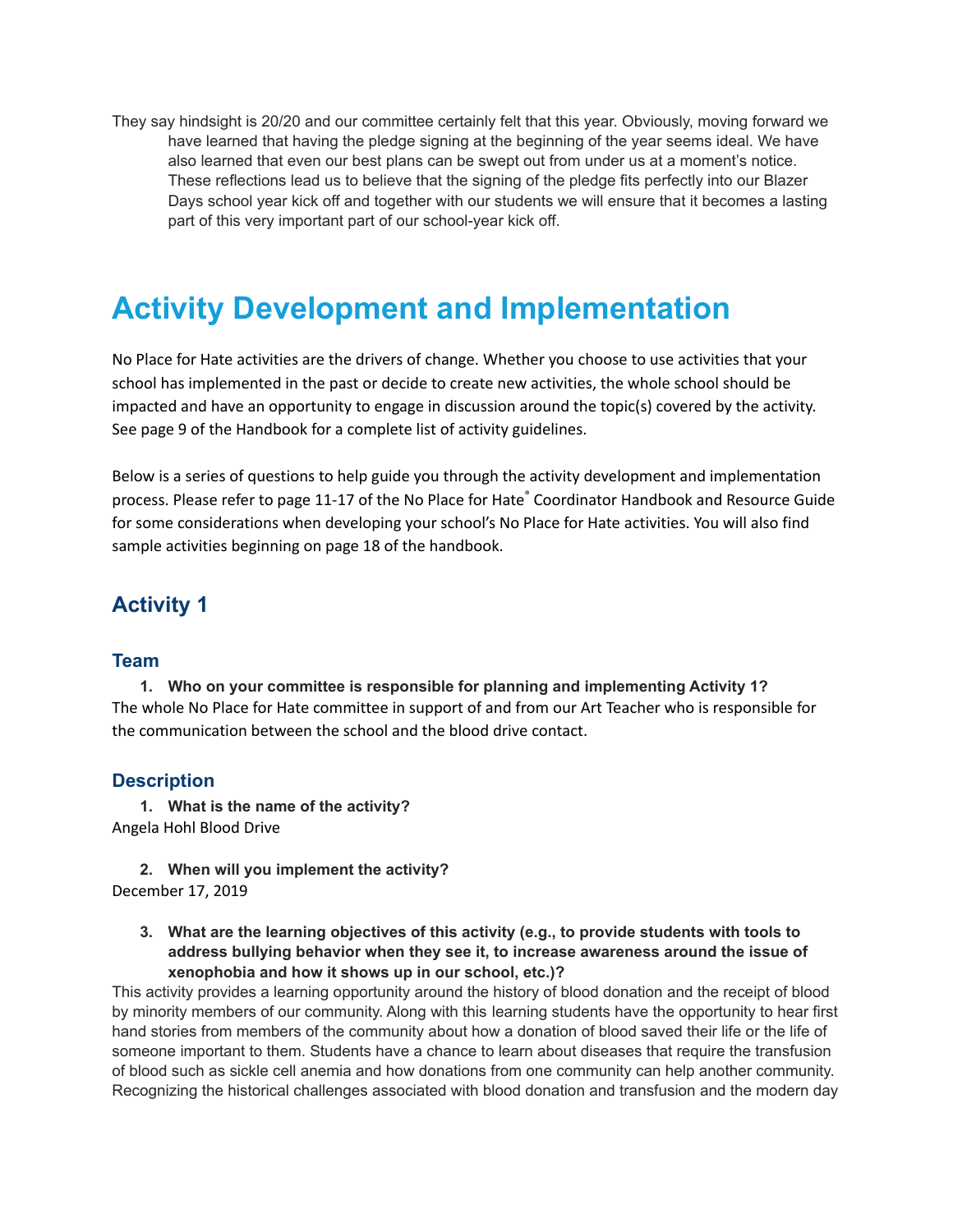They say hindsight is 20/20 and our committee certainly felt that this year. Obviously, moving forward we have learned that having the pledge signing at the beginning of the year seems ideal. We have also learned that even our best plans can be swept out from under us at a moment's notice. These reflections lead us to believe that the signing of the pledge fits perfectly into our Blazer Days school year kick off and together with our students we will ensure that it becomes a lasting part of this very important part of our school-year kick off.

# Activity Development and Implementation

No Place for Hate activities are the drivers of change. Whether you choose to use activities that your school has implemented in the past or decide to create new activities, the whole school should be impacted and have an opportunity to engage in discussion around the topic(s) covered by the activity. See page 9 of the Handbook for a complete list of activity guidelines.

Below is a series of questions to help guide you through the activity development and implementation process. Please refer to page 11-17 of the No Place for Hate® Coordinator Handbook and Resource Guide for some considerations when developing your school's No Place for Hate activities. You will also find sample activities beginning on page 18 of the handbook.

## Activity 1

### Team

1. **Who on your committee is responsible for planning and implementing Activity 1?**

The whole No Place for Hate committee in support of and from our Art Teacher who is responsible for the communication between the school and the blood drive contact.

### Description

1. **What is the name of the activity?**

Angela Hohl Blood Drive

2. **When will you implement the activity?**

December 17, 2019

3. **What are the learning objectives of this activity (e.g., to provide students with tools to address bullying behavior when they see it, to increase awareness around the issue of xenophobia and how it shows up in our school, etc.)?**

This activity provides a learning opportunity around the history of blood donation and the receipt of blood by minority members of our community. Along with this learning students have the opportunity to hear first hand stories from members of the community about how a donation of blood saved their life or the life of someone important to them. Students have a chance to learn about diseases that require the transfusion of blood such as sickle cell anemia and how donations from one community can help another community. Recognizing the historical challenges associated with blood donation and transfusion and the modern day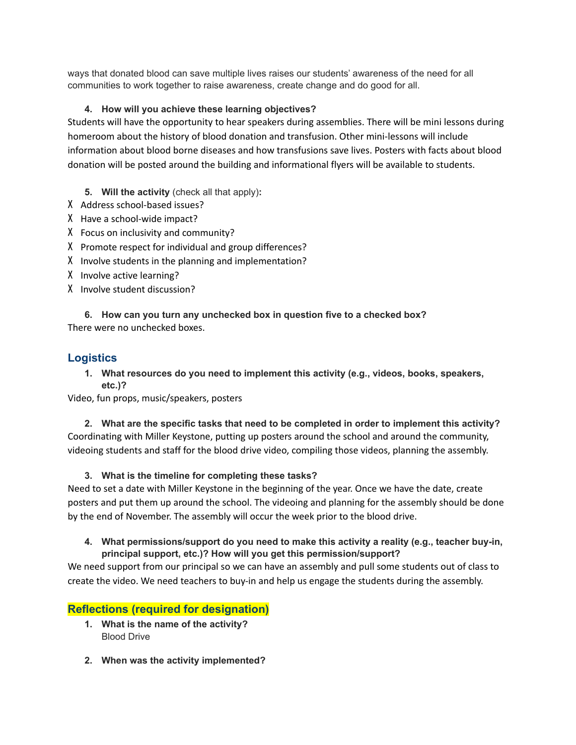ways that donated blood can save multiple lives raises our students' awareness of the need for all communities to work together to raise awareness, create change and do good for all.

4. **How will you achieve these learning objectives?**

Students will have the opportunity to hear speakers during assemblies. There will be mini lessons during homeroom about the history of blood donation and transfusion. Other mini-lessons will include information about blood borne diseases and how transfusions save lives. Posters with facts about blood donation will be posted around the building and informational flyers will be available to students.

5. **Will the activity** (check all that apply)**:**

X Address school-based issues?
X Have a school-wide impact?
X Focus on inclusivity and community?
X Promote respect for individual and group differences?
X Involve students in the planning and implementation?
X Involve active learning?
X Involve student discussion?

6. **How can you turn any unchecked box in question five to a checked box?**

There were no unchecked boxes.

## Logistics

1. **What resources do you need to implement this activity (e.g., videos, books, speakers, etc.)?**

Video, fun props, music/speakers, posters

2. **What are the specific tasks that need to be completed in order to implement this activity?**

Coordinating with Miller Keystone, putting up posters around the school and around the community, videoing students and staff for the blood drive video, compiling those videos, planning the assembly.

3. **What is the timeline for completing these tasks?**

Need to set a date with Miller Keystone in the beginning of the year. Once we have the date, create posters and put them up around the school. The videoing and planning for the assembly should be done by the end of November. The assembly will occur the week prior to the blood drive.

4. **What permissions/support do you need to make this activity a reality (e.g., teacher buy-in, principal support, etc.)? How will you get this permission/support?**

We need support from our principal so we can have an assembly and pull some students out of class to create the video. We need teachers to buy-in and help us engage the students during the assembly.

## Reflections (required for designation)

1. **What is the name of the activity?**
   Blood Drive

2. **When was the activity implemented?**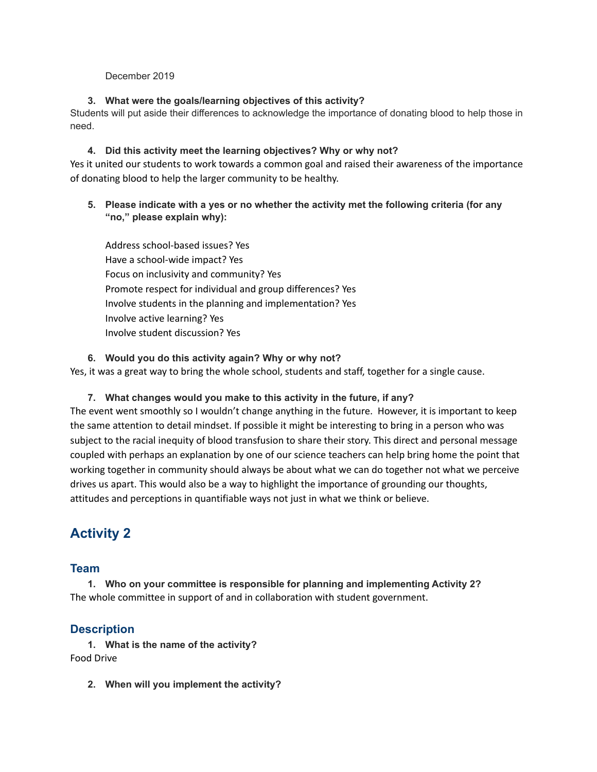December 2019

3. **What were the goals/learning objectives of this activity?**

Students will put aside their differences to acknowledge the importance of donating blood to help those in need.

4. **Did this activity meet the learning objectives? Why or why not?**

Yes it united our students to work towards a common goal and raised their awareness of the importance of donating blood to help the larger community to be healthy.

5. **Please indicate with a yes or no whether the activity met the following criteria (for any "no," please explain why):**

   Address school-based issues? Yes
   Have a school-wide impact? Yes
   Focus on inclusivity and community? Yes
   Promote respect for individual and group differences? Yes
   Involve students in the planning and implementation? Yes
   Involve active learning? Yes
   Involve student discussion? Yes

6. **Would you do this activity again? Why or why not?**

Yes, it was a great way to bring the whole school, students and staff, together for a single cause.

7. **What changes would you make to this activity in the future, if any?**

The event went smoothly so I wouldn't change anything in the future. However, it is important to keep the same attention to detail mindset. If possible it might be interesting to bring in a person who was subject to the racial inequity of blood transfusion to share their story. This direct and personal message coupled with perhaps an explanation by one of our science teachers can help bring home the point that working together in community should always be about what we can do together not what we perceive drives us apart. This would also be a way to highlight the importance of grounding our thoughts, attitudes and perceptions in quantifiable ways not just in what we think or believe.

## Activity 2

### Team

1. **Who on your committee is responsible for planning and implementing Activity 2?**

The whole committee in support of and in collaboration with student government.

### Description

1. **What is the name of the activity?**

Food Drive

2. **When will you implement the activity?**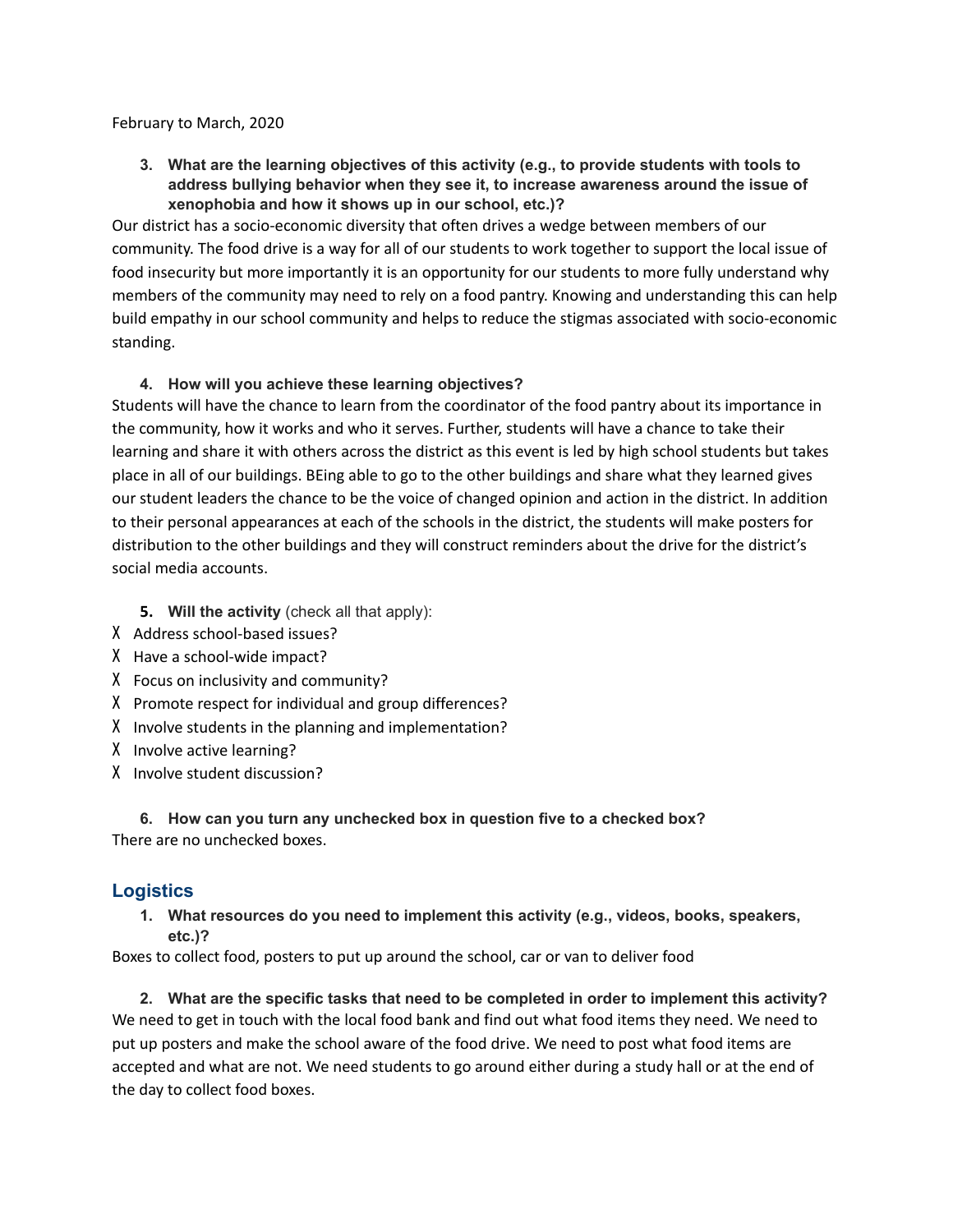February to March, 2020

3. **What are the learning objectives of this activity (e.g., to provide students with tools to address bullying behavior when they see it, to increase awareness around the issue of xenophobia and how it shows up in our school, etc.)?**

Our district has a socio-economic diversity that often drives a wedge between members of our community. The food drive is a way for all of our students to work together to support the local issue of food insecurity but more importantly it is an opportunity for our students to more fully understand why members of the community may need to rely on a food pantry. Knowing and understanding this can help build empathy in our school community and helps to reduce the stigmas associated with socio-economic standing.

4. **How will you achieve these learning objectives?**

Students will have the chance to learn from the coordinator of the food pantry about its importance in the community, how it works and who it serves. Further, students will have a chance to take their learning and share it with others across the district as this event is led by high school students but takes place in all of our buildings. BEing able to go to the other buildings and share what they learned gives our student leaders the chance to be the voice of changed opinion and action in the district. In addition to their personal appearances at each of the schools in the district, the students will make posters for distribution to the other buildings and they will construct reminders about the drive for the district's social media accounts.

5. **Will the activity** (check all that apply):

X Address school-based issues?
X Have a school-wide impact?
X Focus on inclusivity and community?
X Promote respect for individual and group differences?
X Involve students in the planning and implementation?
X Involve active learning?
X Involve student discussion?

6. **How can you turn any unchecked box in question five to a checked box?**

There are no unchecked boxes.

## Logistics

1. **What resources do you need to implement this activity (e.g., videos, books, speakers, etc.)?**

Boxes to collect food, posters to put up around the school, car or van to deliver food

2. **What are the specific tasks that need to be completed in order to implement this activity?**

We need to get in touch with the local food bank and find out what food items they need. We need to put up posters and make the school aware of the food drive. We need to post what food items are accepted and what are not. We need students to go around either during a study hall or at the end of the day to collect food boxes.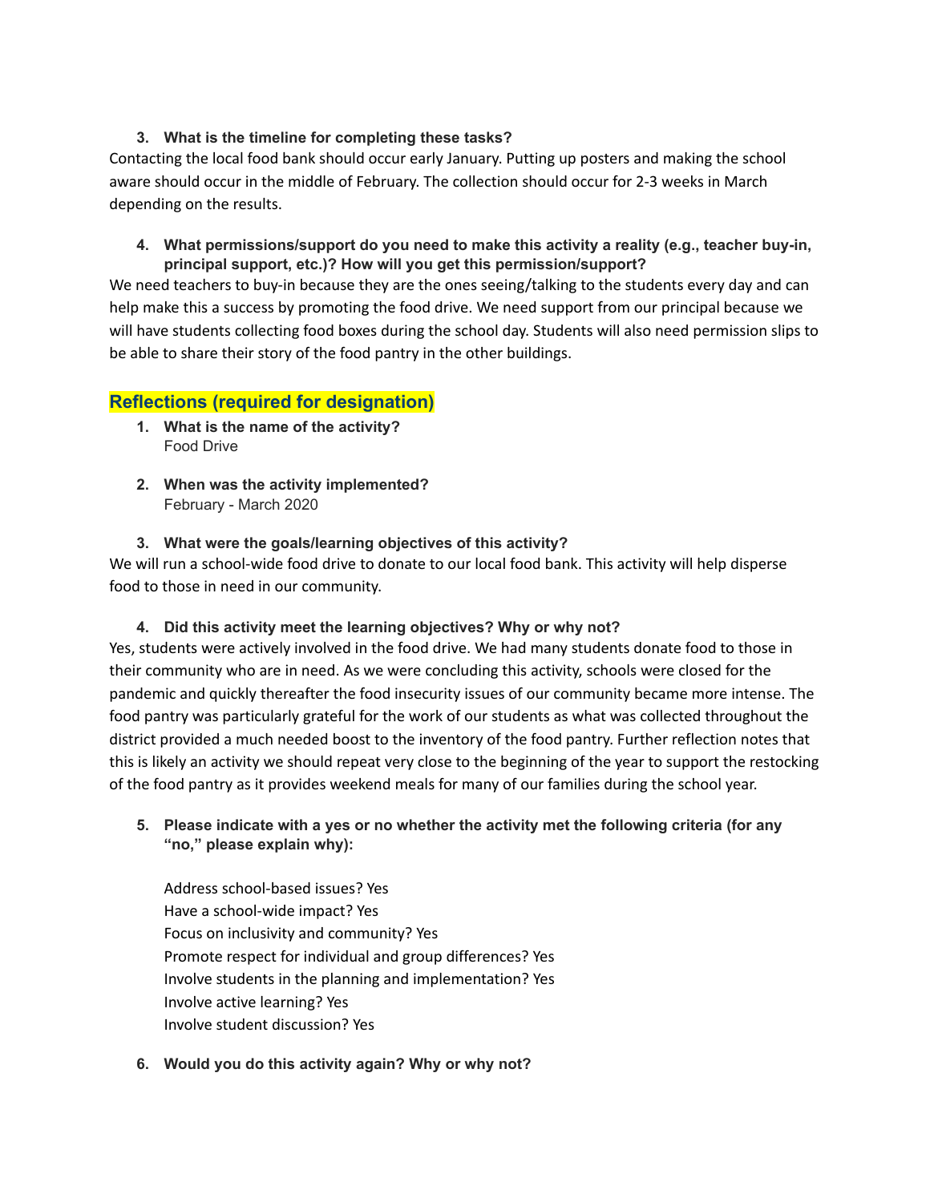3. **What is the timeline for completing these tasks?**

Contacting the local food bank should occur early January. Putting up posters and making the school aware should occur in the middle of February. The collection should occur for 2-3 weeks in March depending on the results.

4. **What permissions/support do you need to make this activity a reality (e.g., teacher buy-in, principal support, etc.)? How will you get this permission/support?**

We need teachers to buy-in because they are the ones seeing/talking to the students every day and can help make this a success by promoting the food drive. We need support from our principal because we will have students collecting food boxes during the school day. Students will also need permission slips to be able to share their story of the food pantry in the other buildings.

## Reflections (required for designation)

1. **What is the name of the activity?**
   Food Drive

2. **When was the activity implemented?**
   February - March 2020

3. **What were the goals/learning objectives of this activity?**

We will run a school-wide food drive to donate to our local food bank. This activity will help disperse food to those in need in our community.

4. **Did this activity meet the learning objectives? Why or why not?**

Yes, students were actively involved in the food drive. We had many students donate food to those in their community who are in need. As we were concluding this activity, schools were closed for the pandemic and quickly thereafter the food insecurity issues of our community became more intense. The food pantry was particularly grateful for the work of our students as what was collected throughout the district provided a much needed boost to the inventory of the food pantry. Further reflection notes that this is likely an activity we should repeat very close to the beginning of the year to support the restocking of the food pantry as it provides weekend meals for many of our families during the school year.

5. **Please indicate with a yes or no whether the activity met the following criteria (for any "no," please explain why):**

   Address school-based issues? Yes
   Have a school-wide impact? Yes
   Focus on inclusivity and community? Yes
   Promote respect for individual and group differences? Yes
   Involve students in the planning and implementation? Yes
   Involve active learning? Yes
   Involve student discussion? Yes

6. **Would you do this activity again? Why or why not?**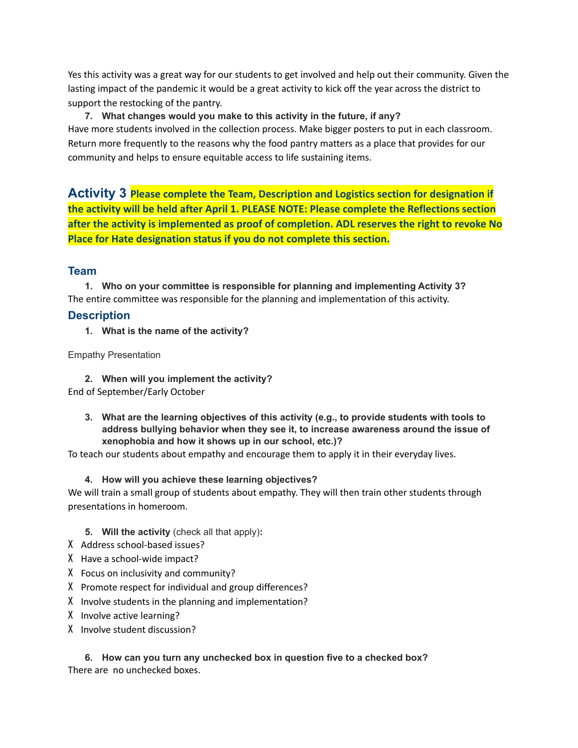Yes this activity was a great way for our students to get involved and help out their community. Given the lasting impact of the pandemic it would be a great activity to kick off the year across the district to support the restocking of the pantry.

7. **What changes would you make to this activity in the future, if any?**

Have more students involved in the collection process. Make bigger posters to put in each classroom. Return more frequently to the reasons why the food pantry matters as a place that provides for our community and helps to ensure equitable access to life sustaining items.

## Activity 3 **Please complete the Team, Description and Logistics section for designation if the activity will be held after April 1. PLEASE NOTE: Please complete the Reflections section after the activity is implemented as proof of completion. ADL reserves the right to revoke No Place for Hate designation status if you do not complete this section.**

### Team

1. **Who on your committee is responsible for planning and implementing Activity 3?**

The entire committee was responsible for the planning and implementation of this activity.

### Description

1. **What is the name of the activity?**

Empathy Presentation

2. **When will you implement the activity?**

End of September/Early October

3. **What are the learning objectives of this activity (e.g., to provide students with tools to address bullying behavior when they see it, to increase awareness around the issue of xenophobia and how it shows up in our school, etc.)?**

To teach our students about empathy and encourage them to apply it in their everyday lives.

4. **How will you achieve these learning objectives?**

We will train a small group of students about empathy. They will then train other students through presentations in homeroom.

5. **Will the activity** (check all that apply)**:**

X Address school-based issues?
X Have a school-wide impact?
X Focus on inclusivity and community?
X Promote respect for individual and group differences?
X Involve students in the planning and implementation?
X Involve active learning?
X Involve student discussion?

6. **How can you turn any unchecked box in question five to a checked box?**

There are no unchecked boxes.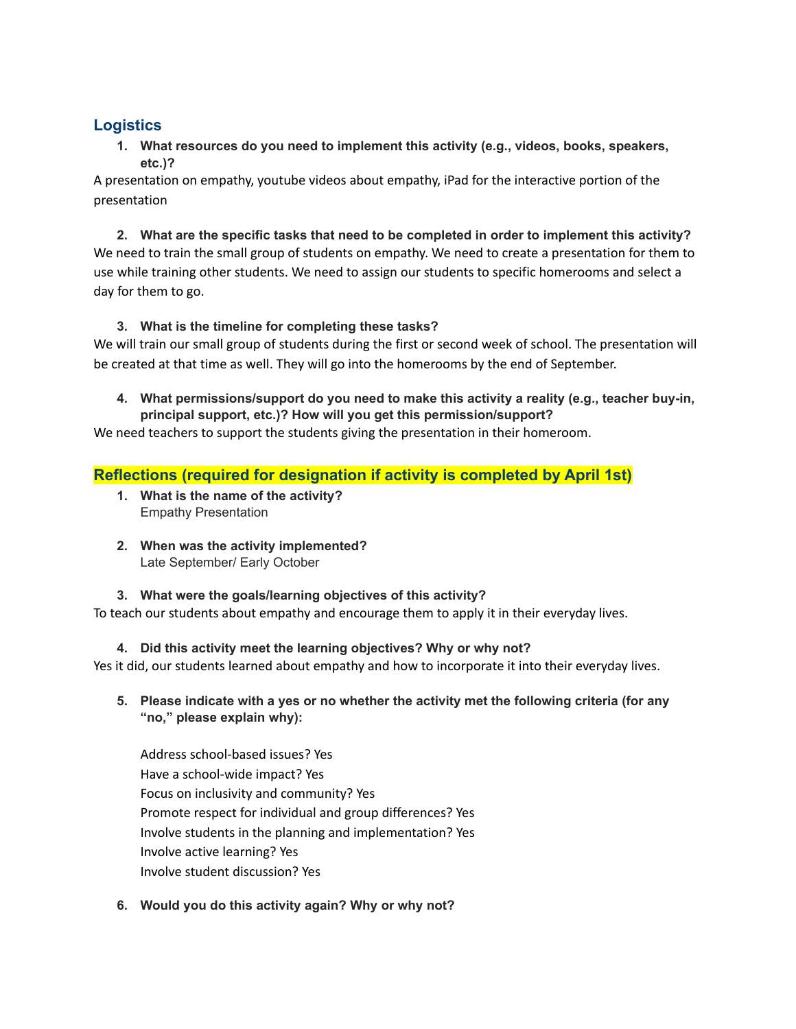## Logistics

1. **What resources do you need to implement this activity (e.g., videos, books, speakers, etc.)?**

A presentation on empathy, youtube videos about empathy, iPad for the interactive portion of the presentation

2. **What are the specific tasks that need to be completed in order to implement this activity?**

We need to train the small group of students on empathy. We need to create a presentation for them to use while training other students. We need to assign our students to specific homerooms and select a day for them to go.

3. **What is the timeline for completing these tasks?**

We will train our small group of students during the first or second week of school. The presentation will be created at that time as well. They will go into the homerooms by the end of September.

4. **What permissions/support do you need to make this activity a reality (e.g., teacher buy-in, principal support, etc.)? How will you get this permission/support?**

We need teachers to support the students giving the presentation in their homeroom.

## Reflections (required for designation if activity is completed by April 1st)

1. **What is the name of the activity?**
   Empathy Presentation

2. **When was the activity implemented?**
   Late September/ Early October

3. **What were the goals/learning objectives of this activity?**

To teach our students about empathy and encourage them to apply it in their everyday lives.

4. **Did this activity meet the learning objectives? Why or why not?**

Yes it did, our students learned about empathy and how to incorporate it into their everyday lives.

5. **Please indicate with a yes or no whether the activity met the following criteria (for any "no," please explain why):**

   Address school-based issues? Yes
   Have a school-wide impact? Yes
   Focus on inclusivity and community? Yes
   Promote respect for individual and group differences? Yes
   Involve students in the planning and implementation? Yes
   Involve active learning? Yes
   Involve student discussion? Yes

6. **Would you do this activity again? Why or why not?**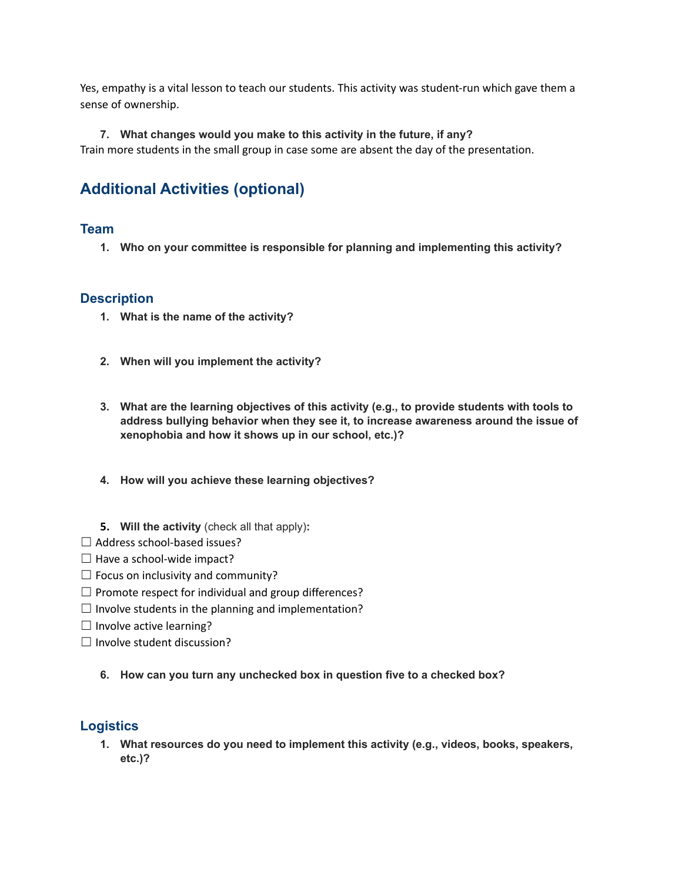Yes, empathy is a vital lesson to teach our students. This activity was student-run which gave them a sense of ownership.

7. **What changes would you make to this activity in the future, if any?**

Train more students in the small group in case some are absent the day of the presentation.

## Additional Activities (optional)

### Team

1. **Who on your committee is responsible for planning and implementing this activity?**

### Description

1. **What is the name of the activity?**

2. **When will you implement the activity?**

3. **What are the learning objectives of this activity (e.g., to provide students with tools to address bullying behavior when they see it, to increase awareness around the issue of xenophobia and how it shows up in our school, etc.)?**

4. **How will you achieve these learning objectives?**

5. **Will the activity** (check all that apply)**:**

☐ Address school-based issues?
☐ Have a school-wide impact?
☐ Focus on inclusivity and community?
☐ Promote respect for individual and group differences?
☐ Involve students in the planning and implementation?
☐ Involve active learning?
☐ Involve student discussion?

6. **How can you turn any unchecked box in question five to a checked box?**

### Logistics

1. **What resources do you need to implement this activity (e.g., videos, books, speakers, etc.)?**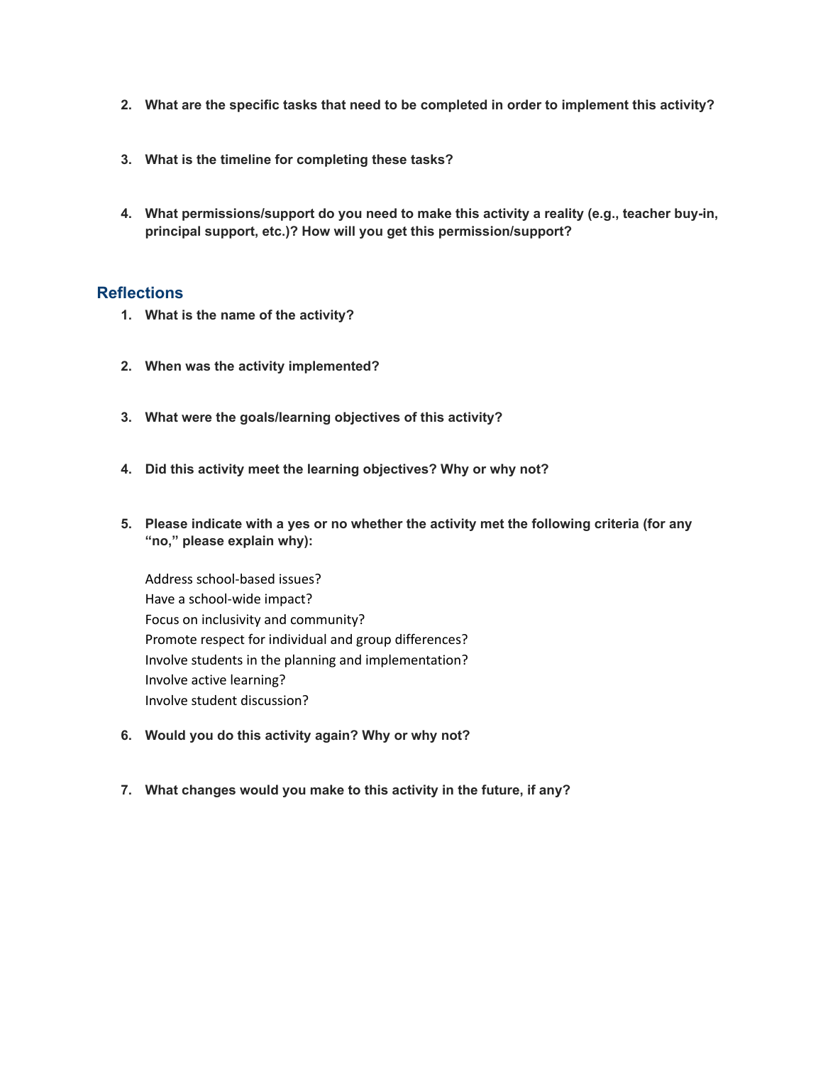2. **What are the specific tasks that need to be completed in order to implement this activity?**

3. **What is the timeline for completing these tasks?**

4. **What permissions/support do you need to make this activity a reality (e.g., teacher buy-in, principal support, etc.)? How will you get this permission/support?**

## Reflections

1. **What is the name of the activity?**

2. **When was the activity implemented?**

3. **What were the goals/learning objectives of this activity?**

4. **Did this activity meet the learning objectives? Why or why not?**

5. **Please indicate with a yes or no whether the activity met the following criteria (for any "no," please explain why):**

   Address school-based issues?
   Have a school-wide impact?
   Focus on inclusivity and community?
   Promote respect for individual and group differences?
   Involve students in the planning and implementation?
   Involve active learning?
   Involve student discussion?

6. **Would you do this activity again? Why or why not?**

7. **What changes would you make to this activity in the future, if any?**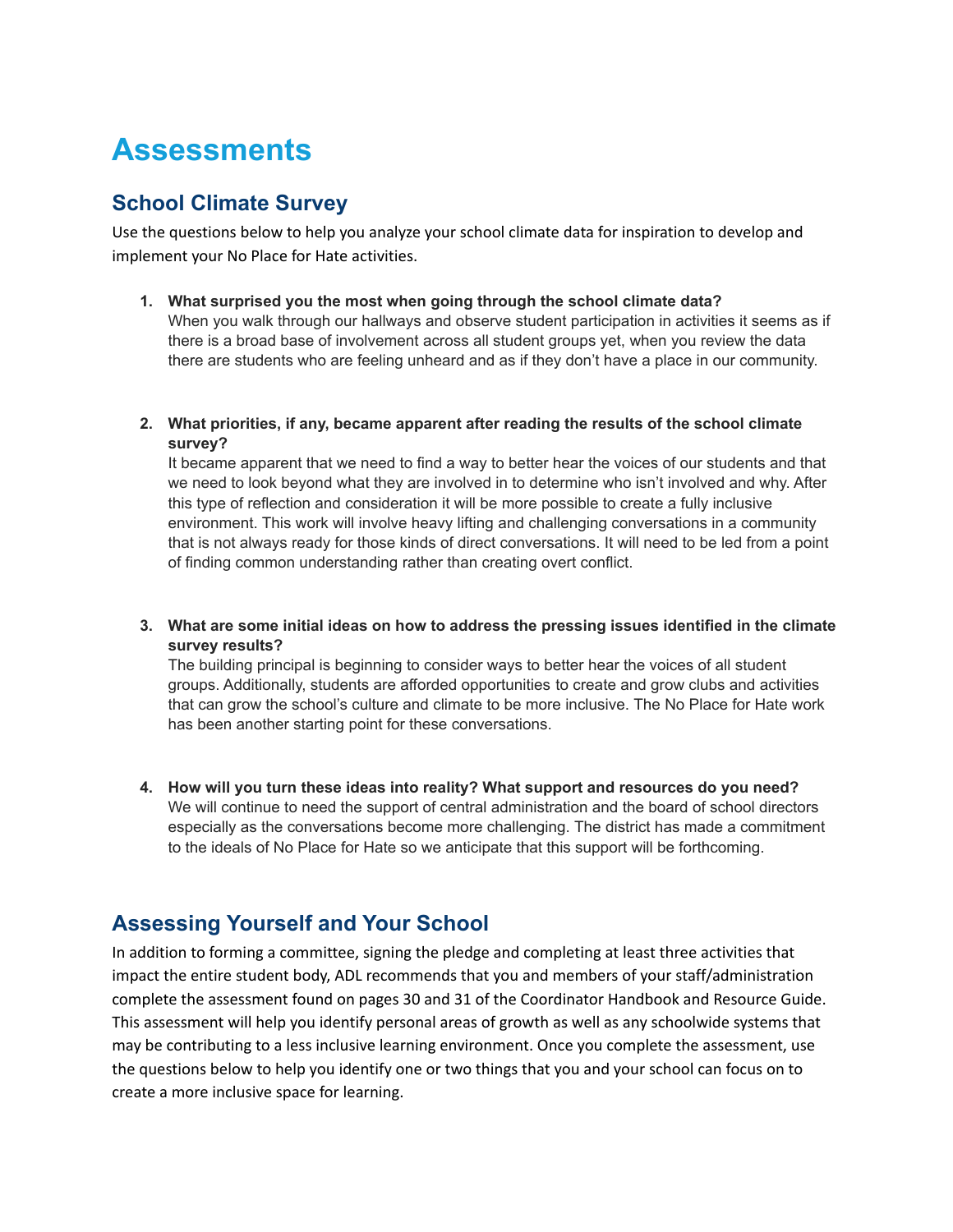# Assessments

## School Climate Survey

Use the questions below to help you analyze your school climate data for inspiration to develop and implement your No Place for Hate activities.

1. **What surprised you the most when going through the school climate data?**
   When you walk through our hallways and observe student participation in activities it seems as if there is a broad base of involvement across all student groups yet, when you review the data there are students who are feeling unheard and as if they don't have a place in our community.

2. **What priorities, if any, became apparent after reading the results of the school climate survey?**
   It became apparent that we need to find a way to better hear the voices of our students and that we need to look beyond what they are involved in to determine who isn't involved and why. After this type of reflection and consideration it will be more possible to create a fully inclusive environment. This work will involve heavy lifting and challenging conversations in a community that is not always ready for those kinds of direct conversations. It will need to be led from a point of finding common understanding rather than creating overt conflict.

3. **What are some initial ideas on how to address the pressing issues identified in the climate survey results?**
   The building principal is beginning to consider ways to better hear the voices of all student groups. Additionally, students are afforded opportunities to create and grow clubs and activities that can grow the school's culture and climate to be more inclusive. The No Place for Hate work has been another starting point for these conversations.

4. **How will you turn these ideas into reality? What support and resources do you need?**
   We will continue to need the support of central administration and the board of school directors especially as the conversations become more challenging. The district has made a commitment to the ideals of No Place for Hate so we anticipate that this support will be forthcoming.

## Assessing Yourself and Your School

In addition to forming a committee, signing the pledge and completing at least three activities that impact the entire student body, ADL recommends that you and members of your staff/administration complete the assessment found on pages 30 and 31 of the Coordinator Handbook and Resource Guide. This assessment will help you identify personal areas of growth as well as any schoolwide systems that may be contributing to a less inclusive learning environment. Once you complete the assessment, use the questions below to help you identify one or two things that you and your school can focus on to create a more inclusive space for learning.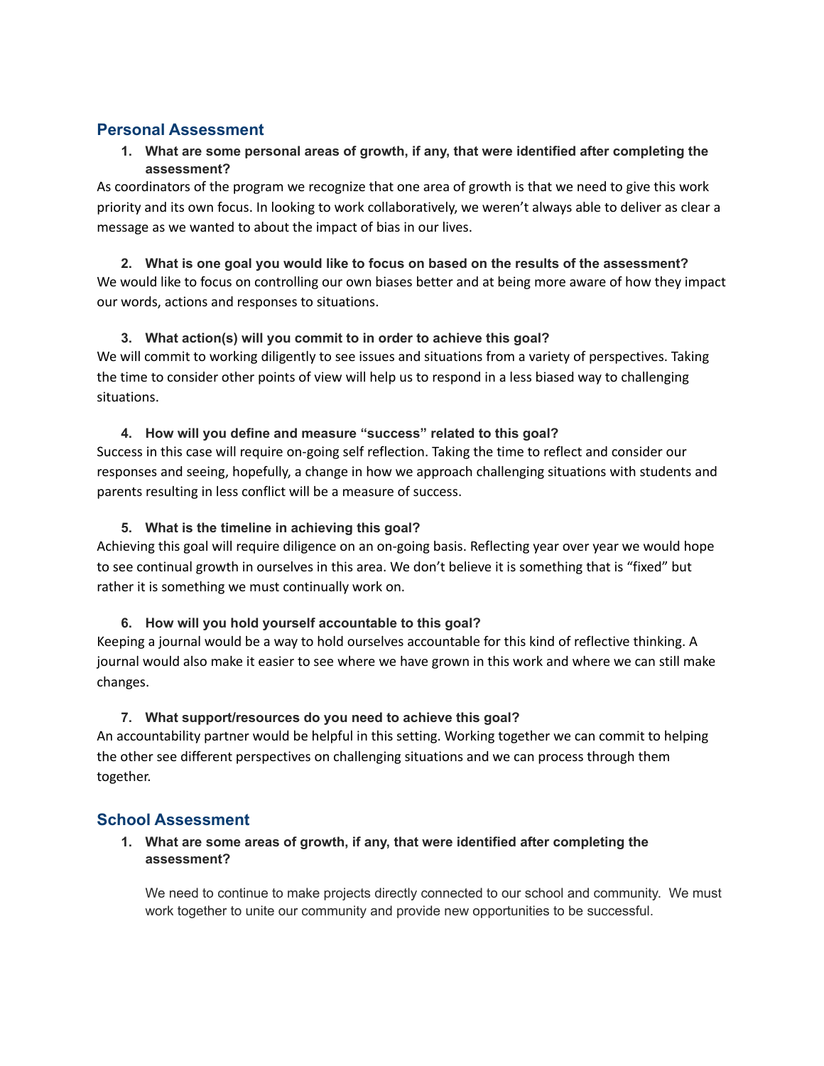## Personal Assessment

1. **What are some personal areas of growth, if any, that were identified after completing the assessment?**

As coordinators of the program we recognize that one area of growth is that we need to give this work priority and its own focus. In looking to work collaboratively, we weren't always able to deliver as clear a message as we wanted to about the impact of bias in our lives.

2. **What is one goal you would like to focus on based on the results of the assessment?**

We would like to focus on controlling our own biases better and at being more aware of how they impact our words, actions and responses to situations.

3. **What action(s) will you commit to in order to achieve this goal?**

We will commit to working diligently to see issues and situations from a variety of perspectives. Taking the time to consider other points of view will help us to respond in a less biased way to challenging situations.

4. **How will you define and measure "success" related to this goal?**

Success in this case will require on-going self reflection. Taking the time to reflect and consider our responses and seeing, hopefully, a change in how we approach challenging situations with students and parents resulting in less conflict will be a measure of success.

5. **What is the timeline in achieving this goal?**

Achieving this goal will require diligence on an on-going basis. Reflecting year over year we would hope to see continual growth in ourselves in this area. We don't believe it is something that is "fixed" but rather it is something we must continually work on.

6. **How will you hold yourself accountable to this goal?**

Keeping a journal would be a way to hold ourselves accountable for this kind of reflective thinking. A journal would also make it easier to see where we have grown in this work and where we can still make changes.

7. **What support/resources do you need to achieve this goal?**

An accountability partner would be helpful in this setting. Working together we can commit to helping the other see different perspectives on challenging situations and we can process through them together.

## School Assessment

1. **What are some areas of growth, if any, that were identified after completing the assessment?**

   We need to continue to make projects directly connected to our school and community. We must work together to unite our community and provide new opportunities to be successful.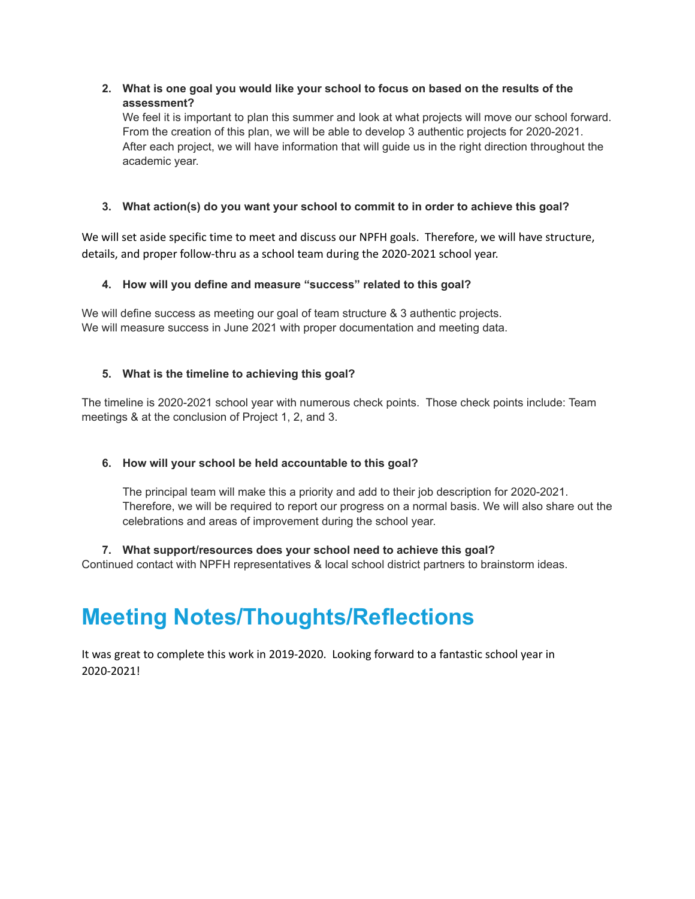2. **What is one goal you would like your school to focus on based on the results of the assessment?**
   We feel it is important to plan this summer and look at what projects will move our school forward. From the creation of this plan, we will be able to develop 3 authentic projects for 2020-2021. After each project, we will have information that will guide us in the right direction throughout the academic year.

3. **What action(s) do you want your school to commit to in order to achieve this goal?**

We will set aside specific time to meet and discuss our NPFH goals. Therefore, we will have structure, details, and proper follow-thru as a school team during the 2020-2021 school year.

4. **How will you define and measure "success" related to this goal?**

We will define success as meeting our goal of team structure & 3 authentic projects.
We will measure success in June 2021 with proper documentation and meeting data.

5. **What is the timeline to achieving this goal?**

The timeline is 2020-2021 school year with numerous check points. Those check points include: Team meetings & at the conclusion of Project 1, 2, and 3.

6. **How will your school be held accountable to this goal?**

   The principal team will make this a priority and add to their job description for 2020-2021. Therefore, we will be required to report our progress on a normal basis. We will also share out the celebrations and areas of improvement during the school year.

7. **What support/resources does your school need to achieve this goal?**

Continued contact with NPFH representatives & local school district partners to brainstorm ideas.

# Meeting Notes/Thoughts/Reflections

It was great to complete this work in 2019-2020. Looking forward to a fantastic school year in 2020-2021!